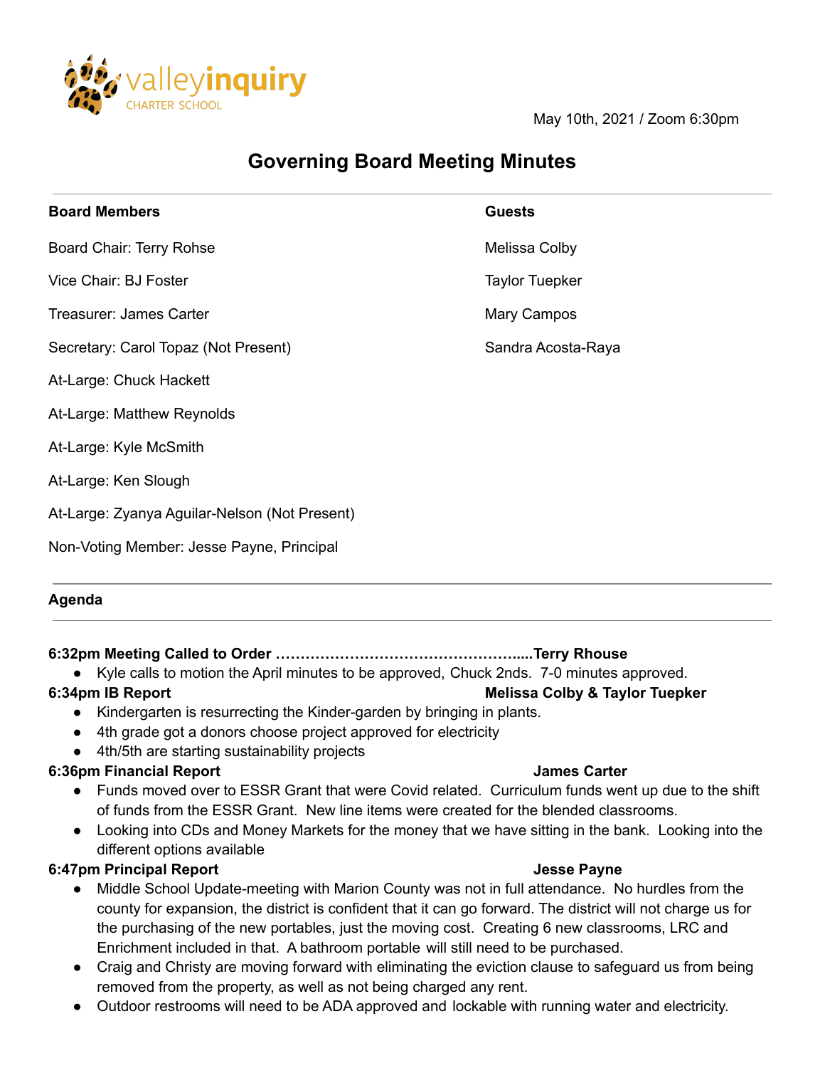valleyinquiry CHARTER SCHOOL

May 10th, 2021 / Zoom 6:30pm

# Governing Board Meeting Minutes

**Board Members**

Board Chair: Terry Rohse

Vice Chair: BJ Foster

Treasurer: James Carter

Secretary: Carol Topaz (Not Present)

At-Large: Chuck Hackett

At-Large: Matthew Reynolds

At-Large: Kyle McSmith

At-Large: Ken Slough

At-Large: Zyanya Aguilar-Nelson (Not Present)

Non-Voting Member: Jesse Payne, Principal

**Guests**

Melissa Colby

Taylor Tuepker

Mary Campos

Sandra Acosta-Raya

**Agenda**

**6:32pm Meeting Called to Order ……………………………………………....Terry Rhouse**

- Kyle calls to motion the April minutes to be approved, Chuck 2nds. 7-0 minutes approved.

**6:34pm IB Report — Melissa Colby & Taylor Tuepker**

- Kindergarten is resurrecting the Kinder-garden by bringing in plants.
- 4th grade got a donors choose project approved for electricity
- 4th/5th are starting sustainability projects

**6:36pm Financial Report — James Carter**

- Funds moved over to ESSR Grant that were Covid related. Curriculum funds went up due to the shift of funds from the ESSR Grant. New line items were created for the blended classrooms.
- Looking into CDs and Money Markets for the money that we have sitting in the bank. Looking into the different options available

**6:47pm Principal Report — Jesse Payne**

- Middle School Update-meeting with Marion County was not in full attendance. No hurdles from the county for expansion, the district is confident that it can go forward. The district will not charge us for the purchasing of the new portables, just the moving cost. Creating 6 new classrooms, LRC and Enrichment included in that. A bathroom portable will still need to be purchased.
- Craig and Christy are moving forward with eliminating the eviction clause to safeguard us from being removed from the property, as well as not being charged any rent.
- Outdoor restrooms will need to be ADA approved and lockable with running water and electricity.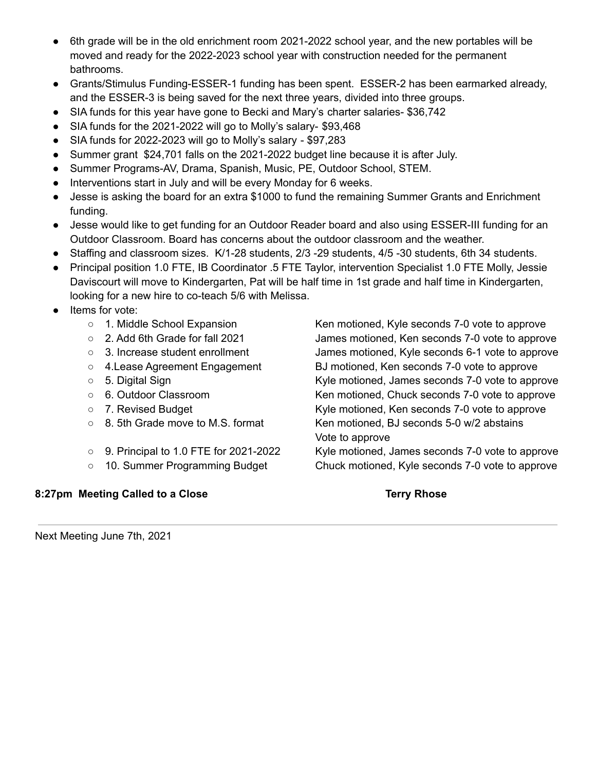- 6th grade will be in the old enrichment room 2021-2022 school year, and the new portables will be moved and ready for the 2022-2023 school year with construction needed for the permanent bathrooms.
- Grants/Stimulus Funding-ESSER-1 funding has been spent. ESSER-2 has been earmarked already, and the ESSER-3 is being saved for the next three years, divided into three groups.
- SIA funds for this year have gone to Becki and Mary's charter salaries- $36,742
- SIA funds for the 2021-2022 will go to Molly's salary- $93,468
- SIA funds for 2022-2023 will go to Molly's salary - $97,283
- Summer grant $24,701 falls on the 2021-2022 budget line because it is after July.
- Summer Programs-AV, Drama, Spanish, Music, PE, Outdoor School, STEM.
- Interventions start in July and will be every Monday for 6 weeks.
- Jesse is asking the board for an extra $1000 to fund the remaining Summer Grants and Enrichment funding.
- Jesse would like to get funding for an Outdoor Reader board and also using ESSER-III funding for an Outdoor Classroom. Board has concerns about the outdoor classroom and the weather.
- Staffing and classroom sizes. K/1-28 students, 2/3 -29 students, 4/5 -30 students, 6th 34 students.
- Principal position 1.0 FTE, IB Coordinator .5 FTE Taylor, intervention Specialist 1.0 FTE Molly, Jessie Daviscourt will move to Kindergarten, Pat will be half time in 1st grade and half time in Kindergarten, looking for a new hire to co-teach 5/6 with Melissa.
- Items for vote:
  - 1. Middle School Expansion — Ken motioned, Kyle seconds 7-0 vote to approve
  - 2. Add 6th Grade for fall 2021 — James motioned, Ken seconds 7-0 vote to approve
  - 3. Increase student enrollment — James motioned, Kyle seconds 6-1 vote to approve
  - 4.Lease Agreement Engagement — BJ motioned, Ken seconds 7-0 vote to approve
  - 5. Digital Sign — Kyle motioned, James seconds 7-0 vote to approve
  - 6. Outdoor Classroom — Ken motioned, Chuck seconds 7-0 vote to approve
  - 7. Revised Budget — Kyle motioned, Ken seconds 7-0 vote to approve
  - 8. 5th Grade move to M.S. format — Ken motioned, BJ seconds 5-0 w/2 abstains Vote to approve
  - 9. Principal to 1.0 FTE for 2021-2022 — Kyle motioned, James seconds 7-0 vote to approve
  - 10. Summer Programming Budget — Chuck motioned, Kyle seconds 7-0 vote to approve

**8:27pm Meeting Called to a Close** **Terry Rhose**

---

Next Meeting June 7th, 2021